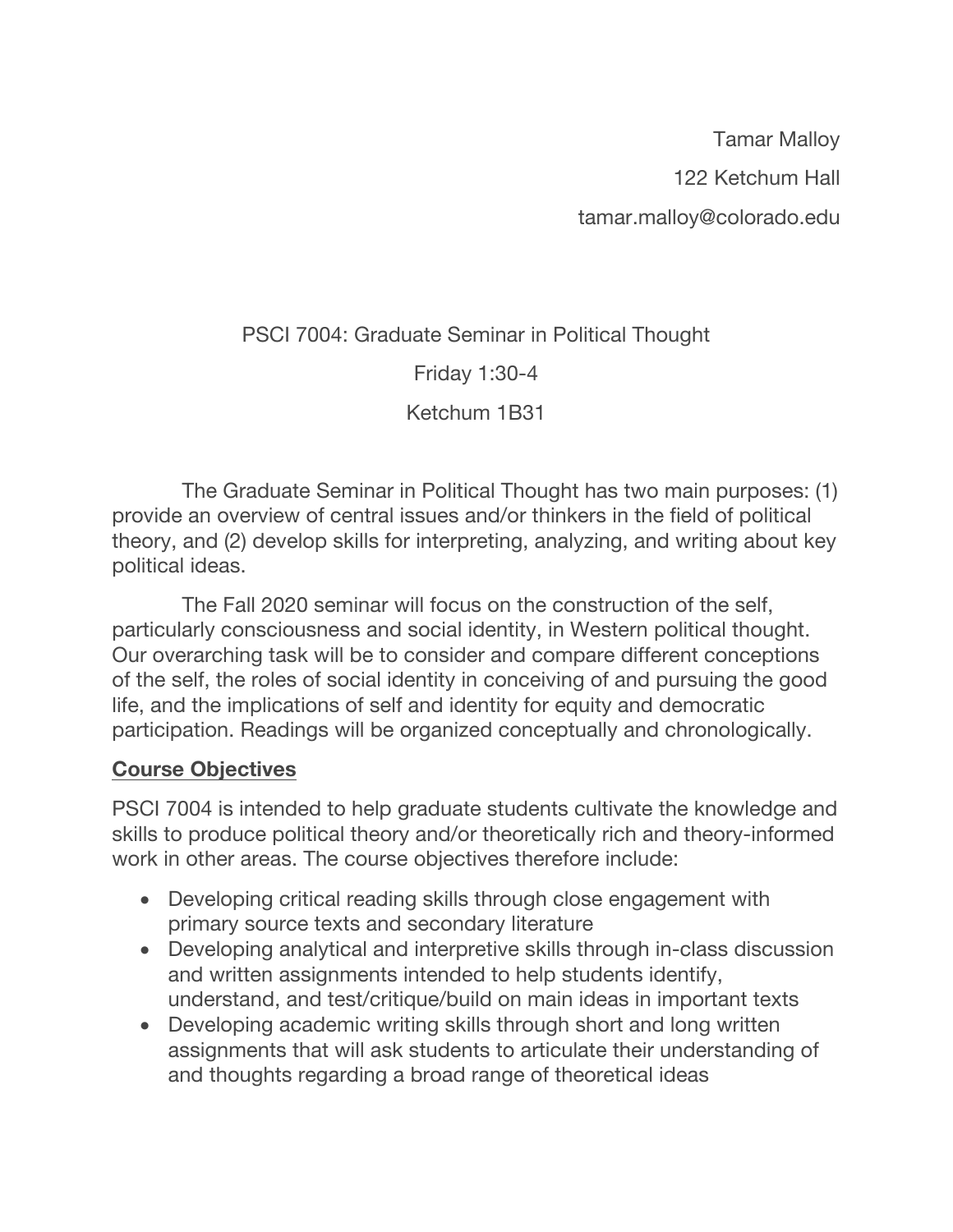Tamar Malloy

122 Ketchum Hall

tamar.malloy@colorado.edu

PSCI 7004: Graduate Seminar in Political Thought

Friday 1:30-4

Ketchum 1B31

The Graduate Seminar in Political Thought has two main purposes: (1) provide an overview of central issues and/or thinkers in the field of political theory, and (2) develop skills for interpreting, analyzing, and writing about key political ideas.

The Fall 2020 seminar will focus on the construction of the self, particularly consciousness and social identity, in Western political thought. Our overarching task will be to consider and compare different conceptions of the self, the roles of social identity in conceiving of and pursuing the good life, and the implications of self and identity for equity and democratic participation. Readings will be organized conceptually and chronologically.

## Course Objectives

PSCI 7004 is intended to help graduate students cultivate the knowledge and skills to produce political theory and/or theoretically rich and theory-informed work in other areas. The course objectives therefore include:

- Developing critical reading skills through close engagement with primary source texts and secondary literature
- Developing analytical and interpretive skills through in-class discussion and written assignments intended to help students identify, understand, and test/critique/build on main ideas in important texts
- Developing academic writing skills through short and long written assignments that will ask students to articulate their understanding of and thoughts regarding a broad range of theoretical ideas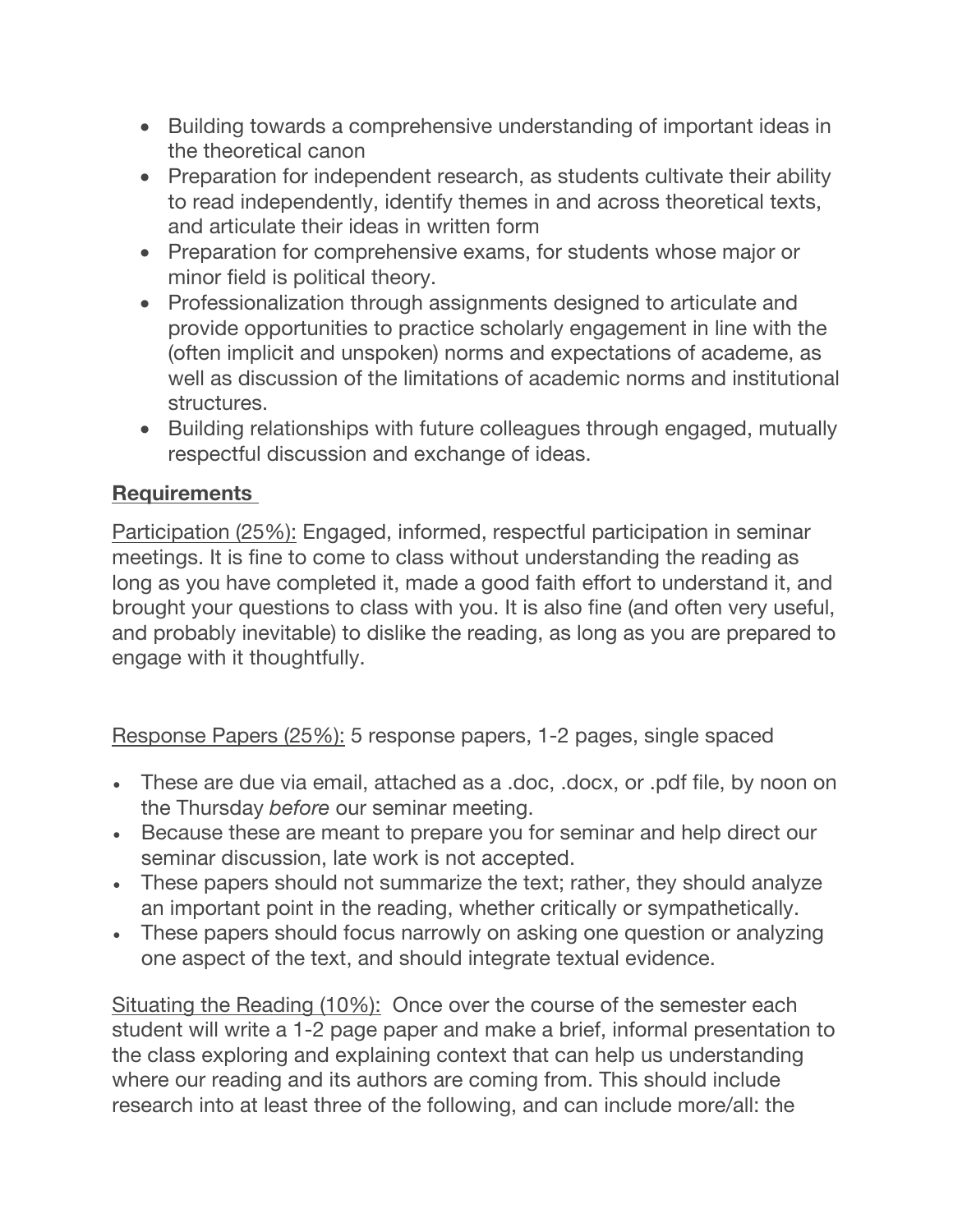- Building towards a comprehensive understanding of important ideas in the theoretical canon
- Preparation for independent research, as students cultivate their ability to read independently, identify themes in and across theoretical texts, and articulate their ideas in written form
- Preparation for comprehensive exams, for students whose major or minor field is political theory.
- Professionalization through assignments designed to articulate and provide opportunities to practice scholarly engagement in line with the (often implicit and unspoken) norms and expectations of academe, as well as discussion of the limitations of academic norms and institutional structures.
- Building relationships with future colleagues through engaged, mutually respectful discussion and exchange of ideas.

## Requirements

Participation (25%): Engaged, informed, respectful participation in seminar meetings. It is fine to come to class without understanding the reading as long as you have completed it, made a good faith effort to understand it, and brought your questions to class with you. It is also fine (and often very useful, and probably inevitable) to dislike the reading, as long as you are prepared to engage with it thoughtfully.

Response Papers (25%): 5 response papers, 1-2 pages, single spaced

- These are due via email, attached as a .doc, .docx, or .pdf file, by noon on the Thursday *before* our seminar meeting.
- Because these are meant to prepare you for seminar and help direct our seminar discussion, late work is not accepted.
- These papers should not summarize the text; rather, they should analyze an important point in the reading, whether critically or sympathetically.
- These papers should focus narrowly on asking one question or analyzing one aspect of the text, and should integrate textual evidence.

Situating the Reading (10%): Once over the course of the semester each student will write a 1-2 page paper and make a brief, informal presentation to the class exploring and explaining context that can help us understanding where our reading and its authors are coming from. This should include research into at least three of the following, and can include more/all: the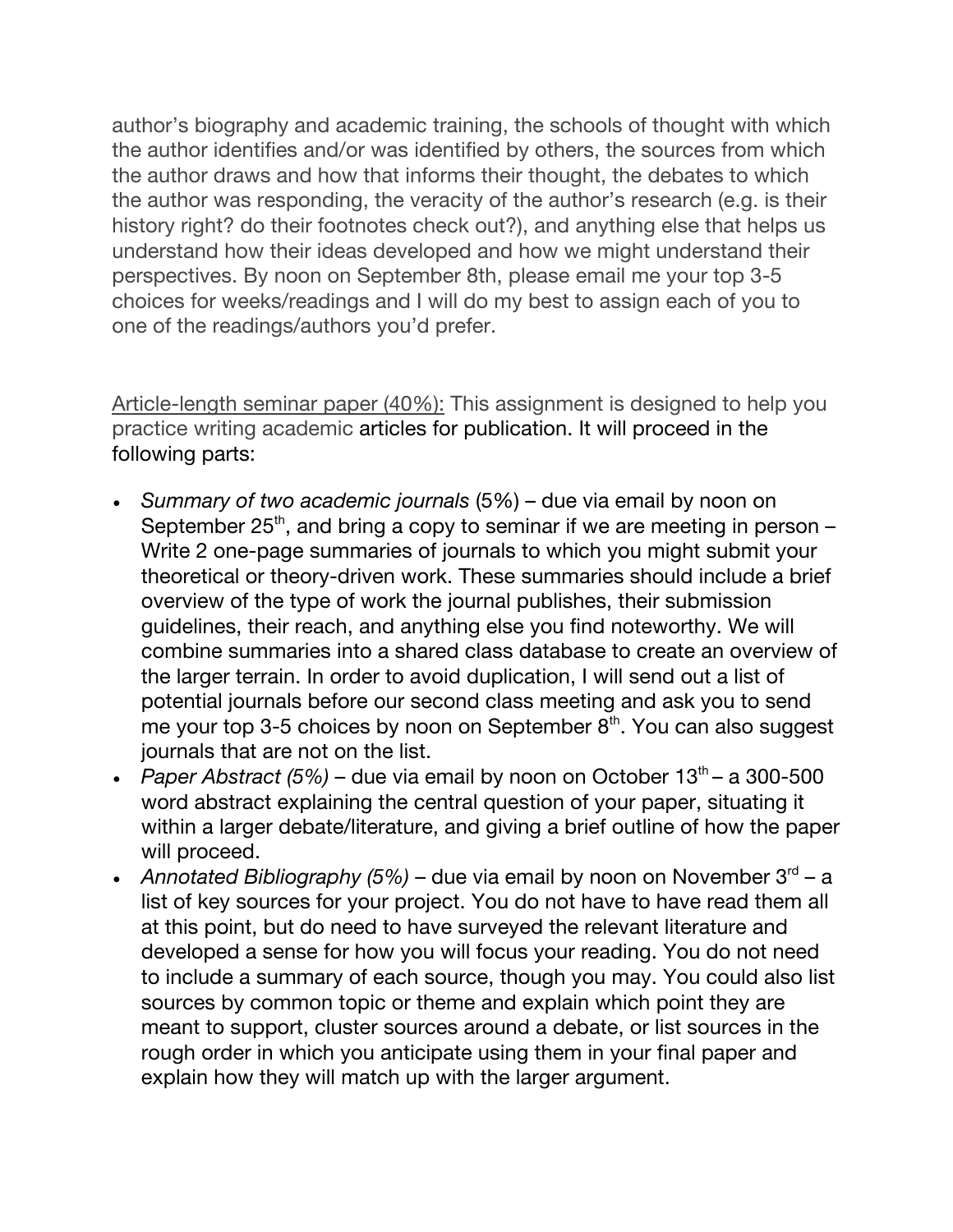author's biography and academic training, the schools of thought with which the author identifies and/or was identified by others, the sources from which the author draws and how that informs their thought, the debates to which the author was responding, the veracity of the author's research (e.g. is their history right? do their footnotes check out?), and anything else that helps us understand how their ideas developed and how we might understand their perspectives. By noon on September 8th, please email me your top 3-5 choices for weeks/readings and I will do my best to assign each of you to one of the readings/authors you'd prefer.

Article-length seminar paper (40%): This assignment is designed to help you practice writing academic articles for publication. It will proceed in the following parts:

- *Summary of two academic journals* (5%) – due via email by noon on September 25th, and bring a copy to seminar if we are meeting in person – Write 2 one-page summaries of journals to which you might submit your theoretical or theory-driven work. These summaries should include a brief overview of the type of work the journal publishes, their submission guidelines, their reach, and anything else you find noteworthy. We will combine summaries into a shared class database to create an overview of the larger terrain. In order to avoid duplication, I will send out a list of potential journals before our second class meeting and ask you to send me your top 3-5 choices by noon on September 8th. You can also suggest journals that are not on the list.
- *Paper Abstract (5%)* – due via email by noon on October 13th – a 300-500 word abstract explaining the central question of your paper, situating it within a larger debate/literature, and giving a brief outline of how the paper will proceed.
- *Annotated Bibliography (5%)* – due via email by noon on November 3rd – a list of key sources for your project. You do not have to have read them all at this point, but do need to have surveyed the relevant literature and developed a sense for how you will focus your reading. You do not need to include a summary of each source, though you may. You could also list sources by common topic or theme and explain which point they are meant to support, cluster sources around a debate, or list sources in the rough order in which you anticipate using them in your final paper and explain how they will match up with the larger argument.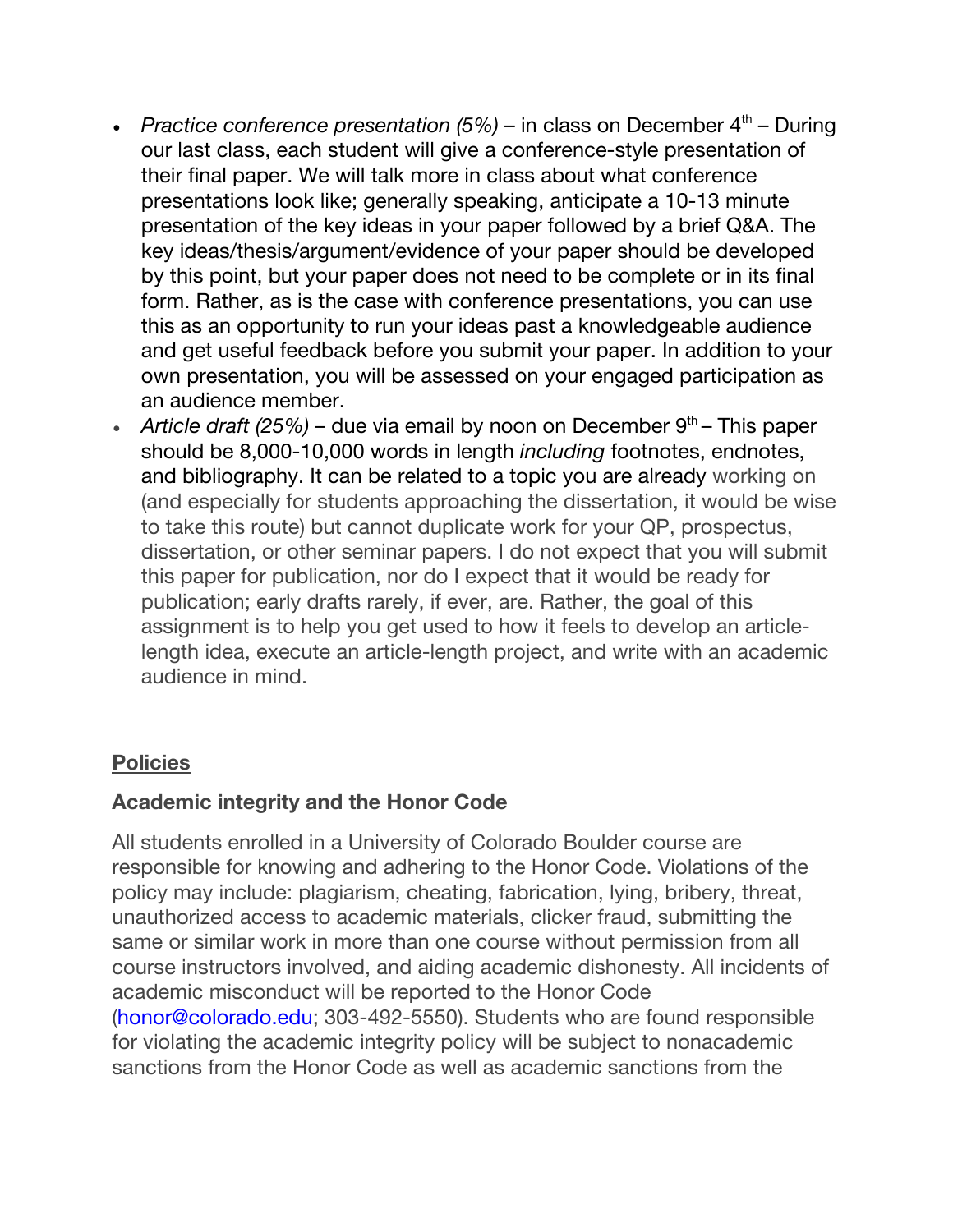- *Practice conference presentation (5%)* – in class on December 4th – During our last class, each student will give a conference-style presentation of their final paper. We will talk more in class about what conference presentations look like; generally speaking, anticipate a 10-13 minute presentation of the key ideas in your paper followed by a brief Q&A. The key ideas/thesis/argument/evidence of your paper should be developed by this point, but your paper does not need to be complete or in its final form. Rather, as is the case with conference presentations, you can use this as an opportunity to run your ideas past a knowledgeable audience and get useful feedback before you submit your paper. In addition to your own presentation, you will be assessed on your engaged participation as an audience member.
- *Article draft (25%)* – due via email by noon on December 9th – This paper should be 8,000-10,000 words in length *including* footnotes, endnotes, and bibliography. It can be related to a topic you are already working on (and especially for students approaching the dissertation, it would be wise to take this route) but cannot duplicate work for your QP, prospectus, dissertation, or other seminar papers. I do not expect that you will submit this paper for publication, nor do I expect that it would be ready for publication; early drafts rarely, if ever, are. Rather, the goal of this assignment is to help you get used to how it feels to develop an article-length idea, execute an article-length project, and write with an academic audience in mind.

## Policies

### Academic integrity and the Honor Code

All students enrolled in a University of Colorado Boulder course are responsible for knowing and adhering to the Honor Code. Violations of the policy may include: plagiarism, cheating, fabrication, lying, bribery, threat, unauthorized access to academic materials, clicker fraud, submitting the same or similar work in more than one course without permission from all course instructors involved, and aiding academic dishonesty. All incidents of academic misconduct will be reported to the Honor Code (honor@colorado.edu; 303-492-5550). Students who are found responsible for violating the academic integrity policy will be subject to nonacademic sanctions from the Honor Code as well as academic sanctions from the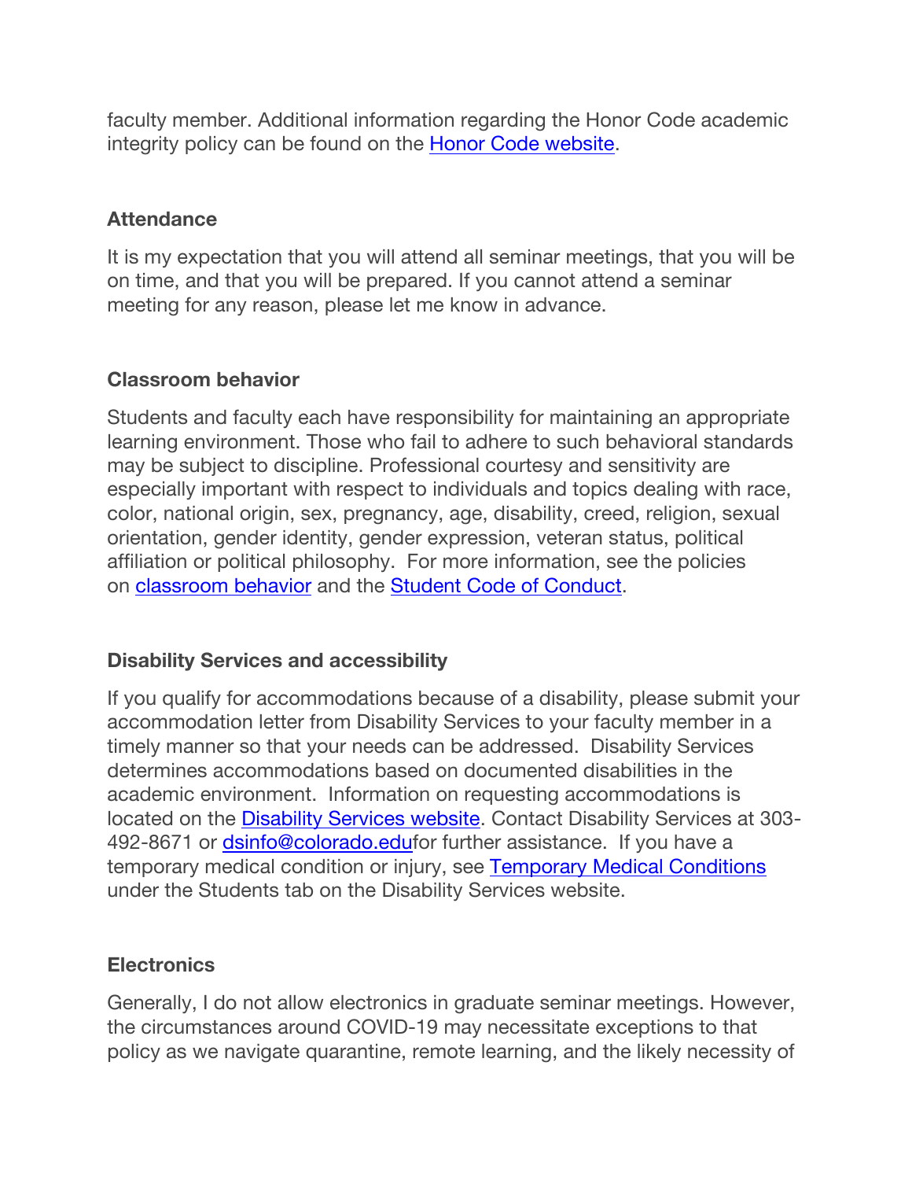faculty member. Additional information regarding the Honor Code academic integrity policy can be found on the [Honor Code website](#).

### Attendance

It is my expectation that you will attend all seminar meetings, that you will be on time, and that you will be prepared. If you cannot attend a seminar meeting for any reason, please let me know in advance.

### Classroom behavior

Students and faculty each have responsibility for maintaining an appropriate learning environment. Those who fail to adhere to such behavioral standards may be subject to discipline. Professional courtesy and sensitivity are especially important with respect to individuals and topics dealing with race, color, national origin, sex, pregnancy, age, disability, creed, religion, sexual orientation, gender identity, gender expression, veteran status, political affiliation or political philosophy. For more information, see the policies on [classroom behavior](#) and the [Student Code of Conduct](#).

### Disability Services and accessibility

If you qualify for accommodations because of a disability, please submit your accommodation letter from Disability Services to your faculty member in a timely manner so that your needs can be addressed. Disability Services determines accommodations based on documented disabilities in the academic environment. Information on requesting accommodations is located on the [Disability Services website](#). Contact Disability Services at 303-492-8671 or [dsinfo@colorado.edu](mailto:dsinfo@colorado.edu)for further assistance. If you have a temporary medical condition or injury, see [Temporary Medical Conditions](#) under the Students tab on the Disability Services website.

### Electronics

Generally, I do not allow electronics in graduate seminar meetings. However, the circumstances around COVID-19 may necessitate exceptions to that policy as we navigate quarantine, remote learning, and the likely necessity of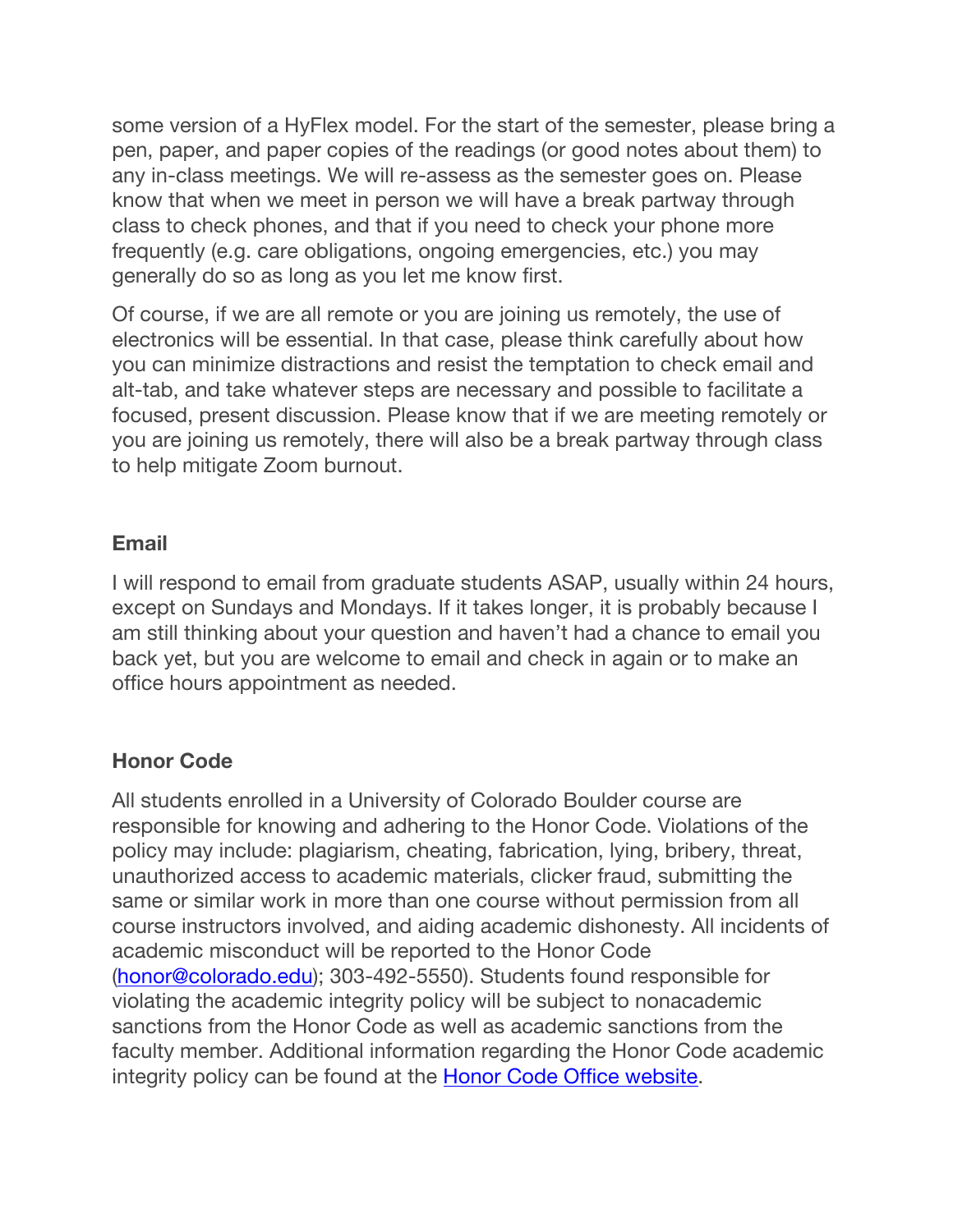some version of a HyFlex model. For the start of the semester, please bring a pen, paper, and paper copies of the readings (or good notes about them) to any in-class meetings. We will re-assess as the semester goes on. Please know that when we meet in person we will have a break partway through class to check phones, and that if you need to check your phone more frequently (e.g. care obligations, ongoing emergencies, etc.) you may generally do so as long as you let me know first.

Of course, if we are all remote or you are joining us remotely, the use of electronics will be essential. In that case, please think carefully about how you can minimize distractions and resist the temptation to check email and alt-tab, and take whatever steps are necessary and possible to facilitate a focused, present discussion. Please know that if we are meeting remotely or you are joining us remotely, there will also be a break partway through class to help mitigate Zoom burnout.

### Email

I will respond to email from graduate students ASAP, usually within 24 hours, except on Sundays and Mondays. If it takes longer, it is probably because I am still thinking about your question and haven't had a chance to email you back yet, but you are welcome to email and check in again or to make an office hours appointment as needed.

### Honor Code

All students enrolled in a University of Colorado Boulder course are responsible for knowing and adhering to the Honor Code. Violations of the policy may include: plagiarism, cheating, fabrication, lying, bribery, threat, unauthorized access to academic materials, clicker fraud, submitting the same or similar work in more than one course without permission from all course instructors involved, and aiding academic dishonesty. All incidents of academic misconduct will be reported to the Honor Code (honor@colorado.edu); 303-492-5550). Students found responsible for violating the academic integrity policy will be subject to nonacademic sanctions from the Honor Code as well as academic sanctions from the faculty member. Additional information regarding the Honor Code academic integrity policy can be found at the Honor Code Office website.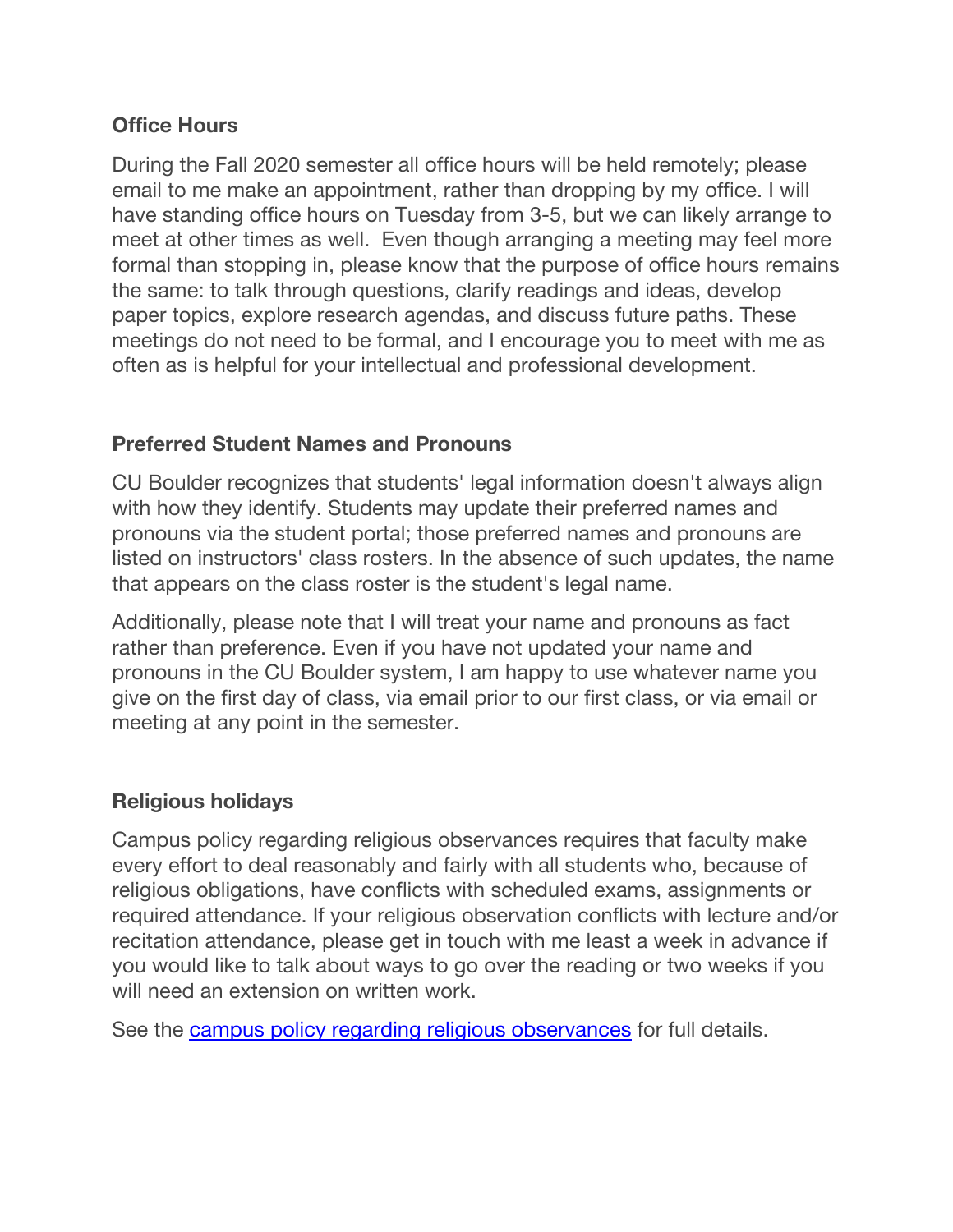**Office Hours**

During the Fall 2020 semester all office hours will be held remotely; please email to me make an appointment, rather than dropping by my office. I will have standing office hours on Tuesday from 3-5, but we can likely arrange to meet at other times as well.  Even though arranging a meeting may feel more formal than stopping in, please know that the purpose of office hours remains the same: to talk through questions, clarify readings and ideas, develop paper topics, explore research agendas, and discuss future paths. These meetings do not need to be formal, and I encourage you to meet with me as often as is helpful for your intellectual and professional development.

**Preferred Student Names and Pronouns**

CU Boulder recognizes that students' legal information doesn't always align with how they identify. Students may update their preferred names and pronouns via the student portal; those preferred names and pronouns are listed on instructors' class rosters. In the absence of such updates, the name that appears on the class roster is the student's legal name.

Additionally, please note that I will treat your name and pronouns as fact rather than preference. Even if you have not updated your name and pronouns in the CU Boulder system, I am happy to use whatever name you give on the first day of class, via email prior to our first class, or via email or meeting at any point in the semester.

**Religious holidays**

Campus policy regarding religious observances requires that faculty make every effort to deal reasonably and fairly with all students who, because of religious obligations, have conflicts with scheduled exams, assignments or required attendance. If your religious observation conflicts with lecture and/or recitation attendance, please get in touch with me least a week in advance if you would like to talk about ways to go over the reading or two weeks if you will need an extension on written work.

See the campus policy regarding religious observances for full details.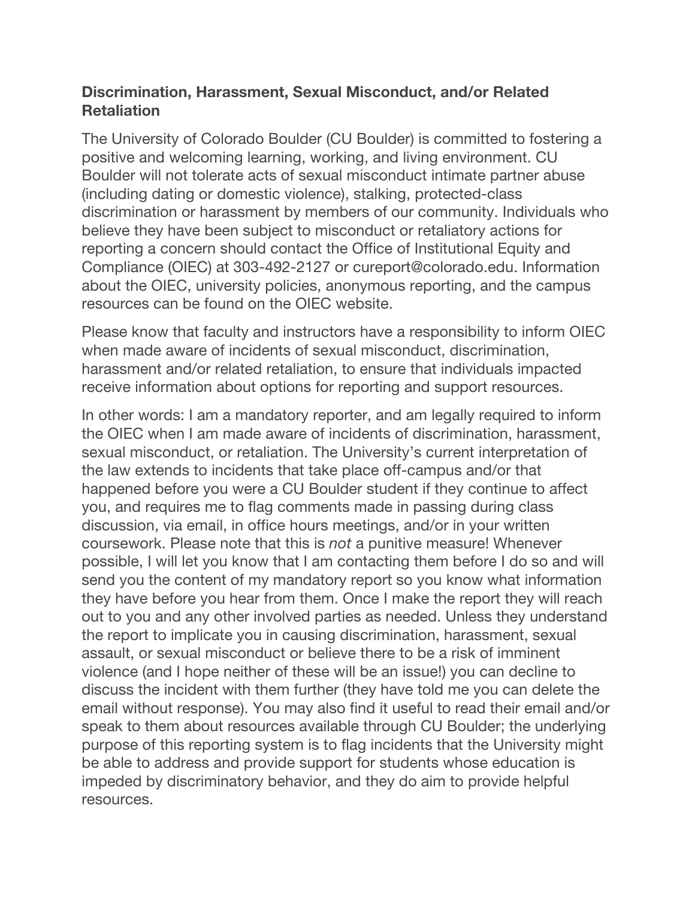### Discrimination, Harassment, Sexual Misconduct, and/or Related Retaliation

The University of Colorado Boulder (CU Boulder) is committed to fostering a positive and welcoming learning, working, and living environment. CU Boulder will not tolerate acts of sexual misconduct intimate partner abuse (including dating or domestic violence), stalking, protected-class discrimination or harassment by members of our community. Individuals who believe they have been subject to misconduct or retaliatory actions for reporting a concern should contact the Office of Institutional Equity and Compliance (OIEC) at 303-492-2127 or cureport@colorado.edu. Information about the OIEC, university policies, anonymous reporting, and the campus resources can be found on the OIEC website.

Please know that faculty and instructors have a responsibility to inform OIEC when made aware of incidents of sexual misconduct, discrimination, harassment and/or related retaliation, to ensure that individuals impacted receive information about options for reporting and support resources.

In other words: I am a mandatory reporter, and am legally required to inform the OIEC when I am made aware of incidents of discrimination, harassment, sexual misconduct, or retaliation. The University's current interpretation of the law extends to incidents that take place off-campus and/or that happened before you were a CU Boulder student if they continue to affect you, and requires me to flag comments made in passing during class discussion, via email, in office hours meetings, and/or in your written coursework. Please note that this is *not* a punitive measure! Whenever possible, I will let you know that I am contacting them before I do so and will send you the content of my mandatory report so you know what information they have before you hear from them. Once I make the report they will reach out to you and any other involved parties as needed. Unless they understand the report to implicate you in causing discrimination, harassment, sexual assault, or sexual misconduct or believe there to be a risk of imminent violence (and I hope neither of these will be an issue!) you can decline to discuss the incident with them further (they have told me you can delete the email without response). You may also find it useful to read their email and/or speak to them about resources available through CU Boulder; the underlying purpose of this reporting system is to flag incidents that the University might be able to address and provide support for students whose education is impeded by discriminatory behavior, and they do aim to provide helpful resources.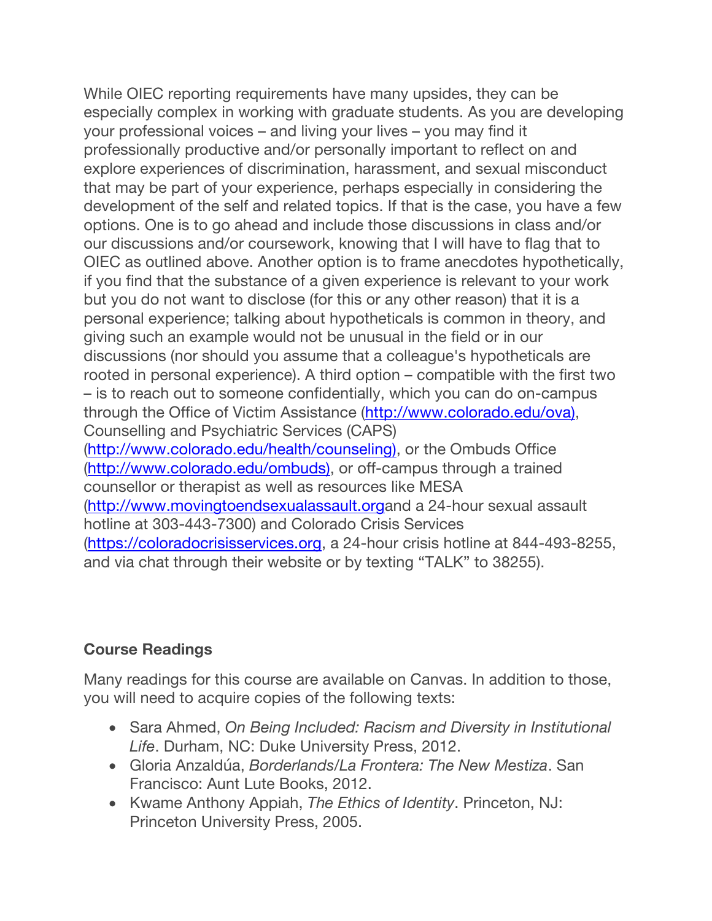While OIEC reporting requirements have many upsides, they can be especially complex in working with graduate students. As you are developing your professional voices – and living your lives – you may find it professionally productive and/or personally important to reflect on and explore experiences of discrimination, harassment, and sexual misconduct that may be part of your experience, perhaps especially in considering the development of the self and related topics. If that is the case, you have a few options. One is to go ahead and include those discussions in class and/or our discussions and/or coursework, knowing that I will have to flag that to OIEC as outlined above. Another option is to frame anecdotes hypothetically, if you find that the substance of a given experience is relevant to your work but you do not want to disclose (for this or any other reason) that it is a personal experience; talking about hypotheticals is common in theory, and giving such an example would not be unusual in the field or in our discussions (nor should you assume that a colleague's hypotheticals are rooted in personal experience). A third option – compatible with the first two – is to reach out to someone confidentially, which you can do on-campus through the Office of Victim Assistance (http://www.colorado.edu/ova), Counselling and Psychiatric Services (CAPS) (http://www.colorado.edu/health/counseling), or the Ombuds Office (http://www.colorado.edu/ombuds), or off-campus through a trained counsellor or therapist as well as resources like MESA (http://www.movingtoendsexualassault.organd a 24-hour sexual assault hotline at 303-443-7300) and Colorado Crisis Services (https://coloradocrisisservices.org, a 24-hour crisis hotline at 844-493-8255, and via chat through their website or by texting "TALK" to 38255).

**Course Readings**

Many readings for this course are available on Canvas. In addition to those, you will need to acquire copies of the following texts:

- Sara Ahmed, *On Being Included: Racism and Diversity in Institutional Life*. Durham, NC: Duke University Press, 2012.
- Gloria Anzaldúa, *Borderlands/La Frontera: The New Mestiza*. San Francisco: Aunt Lute Books, 2012.
- Kwame Anthony Appiah, *The Ethics of Identity*. Princeton, NJ: Princeton University Press, 2005.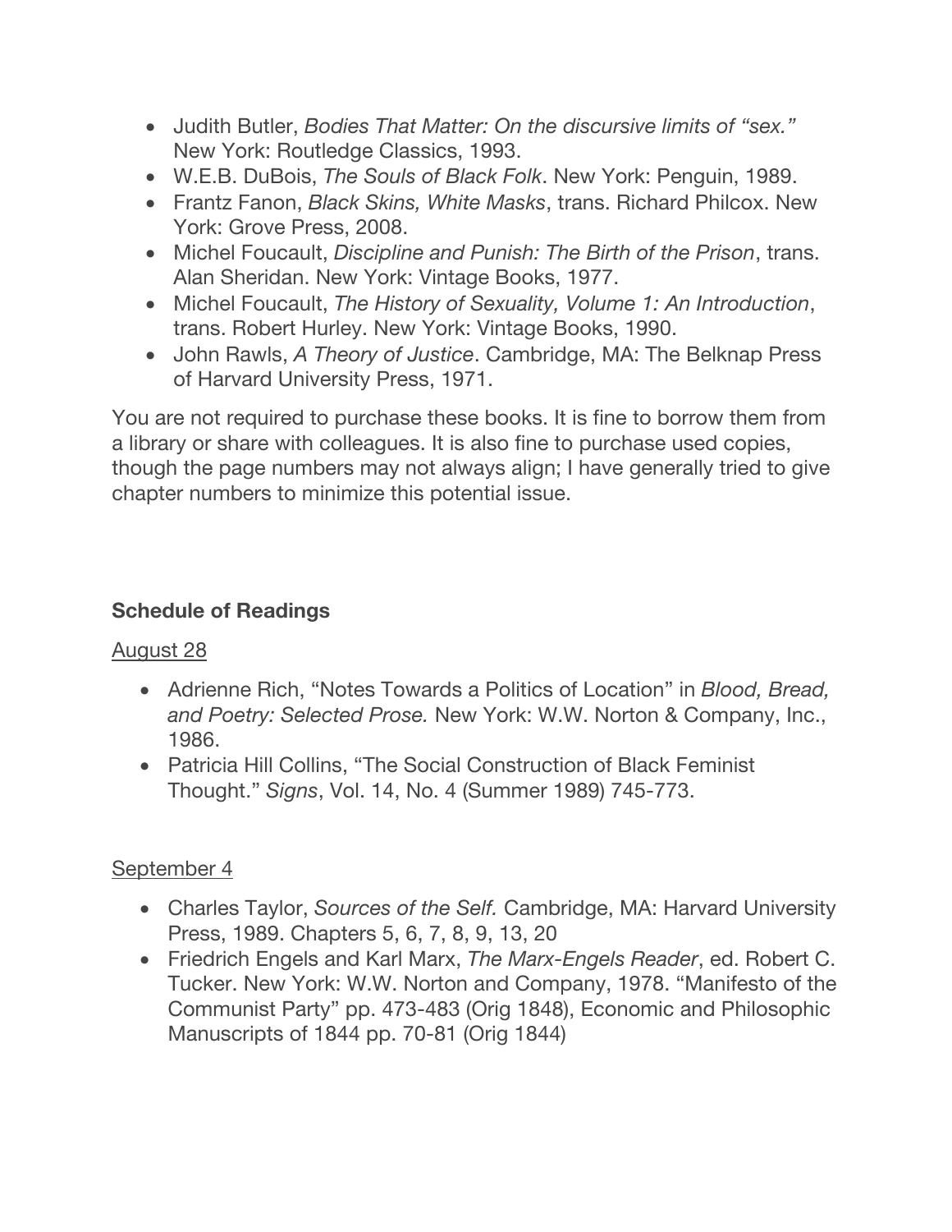- Judith Butler, *Bodies That Matter: On the discursive limits of "sex."* New York: Routledge Classics, 1993.
- W.E.B. DuBois, *The Souls of Black Folk*. New York: Penguin, 1989.
- Frantz Fanon, *Black Skins, White Masks*, trans. Richard Philcox. New York: Grove Press, 2008.
- Michel Foucault, *Discipline and Punish: The Birth of the Prison*, trans. Alan Sheridan. New York: Vintage Books, 1977.
- Michel Foucault, *The History of Sexuality, Volume 1: An Introduction*, trans. Robert Hurley. New York: Vintage Books, 1990.
- John Rawls, *A Theory of Justice*. Cambridge, MA: The Belknap Press of Harvard University Press, 1971.

You are not required to purchase these books. It is fine to borrow them from a library or share with colleagues. It is also fine to purchase used copies, though the page numbers may not always align; I have generally tried to give chapter numbers to minimize this potential issue.

**Schedule of Readings**

<u>August 28</u>

- Adrienne Rich, "Notes Towards a Politics of Location" in *Blood, Bread, and Poetry: Selected Prose.* New York: W.W. Norton & Company, Inc., 1986.
- Patricia Hill Collins, "The Social Construction of Black Feminist Thought." *Signs*, Vol. 14, No. 4 (Summer 1989) 745-773.

<u>September 4</u>

- Charles Taylor, *Sources of the Self.* Cambridge, MA: Harvard University Press, 1989. Chapters 5, 6, 7, 8, 9, 13, 20
- Friedrich Engels and Karl Marx, *The Marx-Engels Reader*, ed. Robert C. Tucker. New York: W.W. Norton and Company, 1978. "Manifesto of the Communist Party" pp. 473-483 (Orig 1848), Economic and Philosophic Manuscripts of 1844 pp. 70-81 (Orig 1844)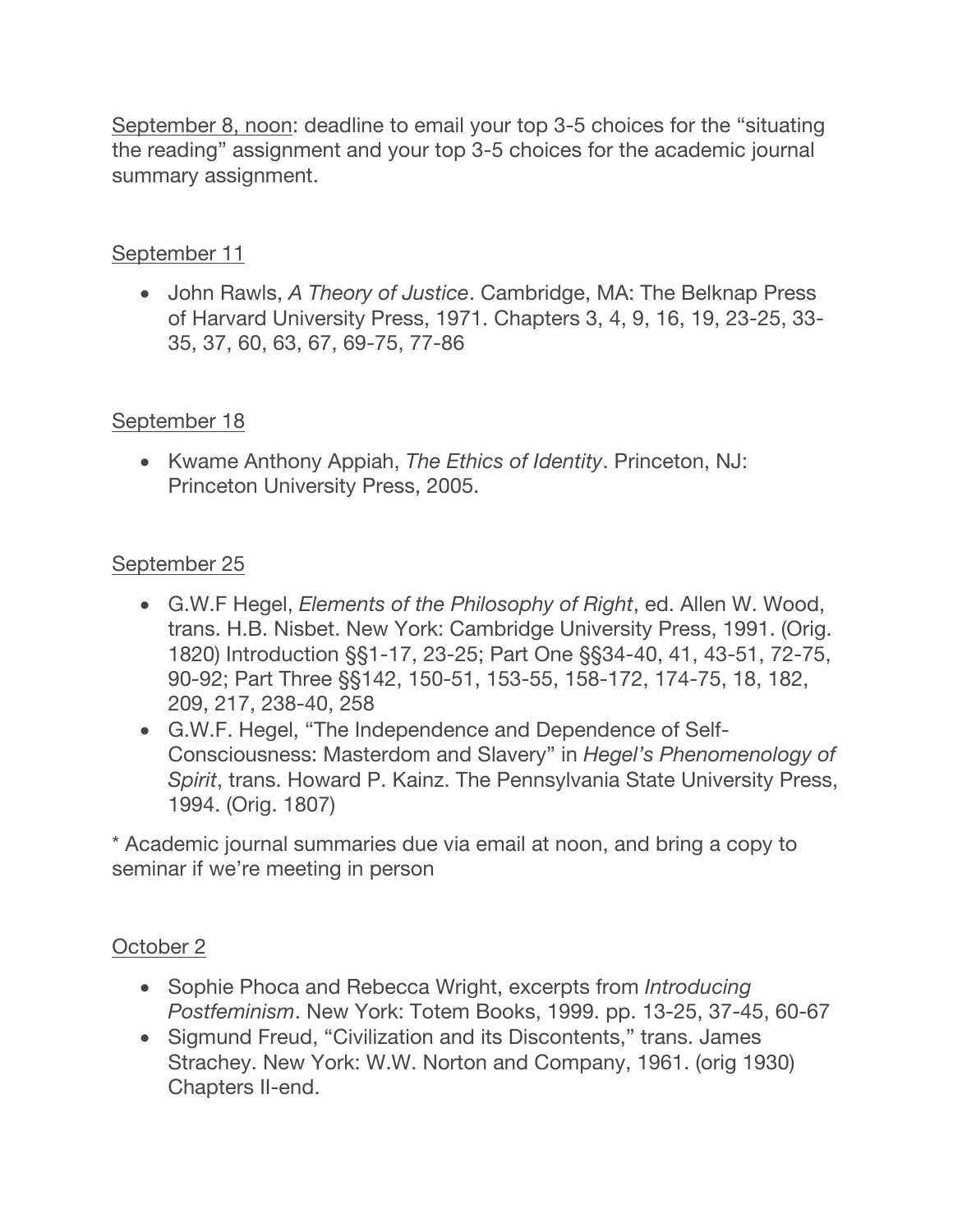<u>September 8, noon</u>: deadline to email your top 3-5 choices for the "situating the reading" assignment and your top 3-5 choices for the academic journal summary assignment.

<u>September 11</u>

- John Rawls, *A Theory of Justice*. Cambridge, MA: The Belknap Press of Harvard University Press, 1971. Chapters 3, 4, 9, 16, 19, 23-25, 33-35, 37, 60, 63, 67, 69-75, 77-86

<u>September 18</u>

- Kwame Anthony Appiah, *The Ethics of Identity*. Princeton, NJ: Princeton University Press, 2005.

<u>September 25</u>

- G.W.F Hegel, *Elements of the Philosophy of Right*, ed. Allen W. Wood, trans. H.B. Nisbet. New York: Cambridge University Press, 1991. (Orig. 1820) Introduction §§1-17, 23-25; Part One §§34-40, 41, 43-51, 72-75, 90-92; Part Three §§142, 150-51, 153-55, 158-172, 174-75, 18, 182, 209, 217, 238-40, 258
- G.W.F. Hegel, "The Independence and Dependence of Self-Consciousness: Masterdom and Slavery" in *Hegel's Phenomenology of Spirit*, trans. Howard P. Kainz. The Pennsylvania State University Press, 1994. (Orig. 1807)

* Academic journal summaries due via email at noon, and bring a copy to seminar if we're meeting in person

<u>October 2</u>

- Sophie Phoca and Rebecca Wright, excerpts from *Introducing Postfeminism*. New York: Totem Books, 1999. pp. 13-25, 37-45, 60-67
- Sigmund Freud, "Civilization and its Discontents," trans. James Strachey. New York: W.W. Norton and Company, 1961. (orig 1930) Chapters II-end.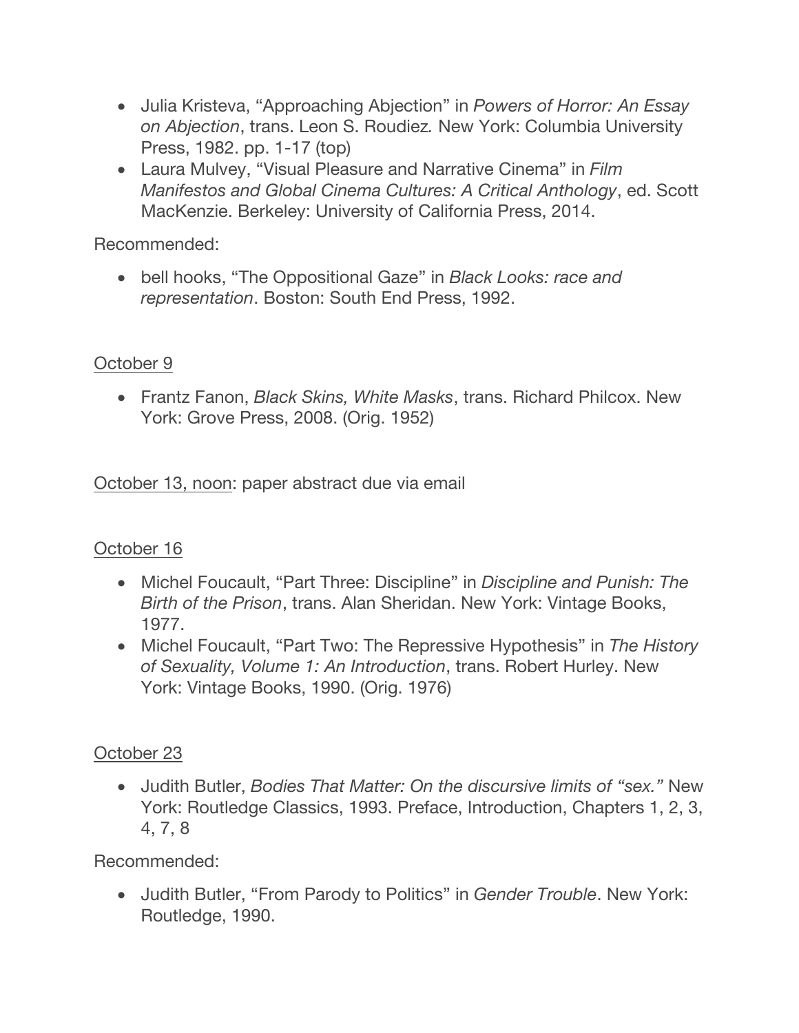- Julia Kristeva, "Approaching Abjection" in *Powers of Horror: An Essay on Abjection*, trans. Leon S. Roudiez. New York: Columbia University Press, 1982. pp. 1-17 (top)
- Laura Mulvey, "Visual Pleasure and Narrative Cinema" in *Film Manifestos and Global Cinema Cultures: A Critical Anthology*, ed. Scott MacKenzie. Berkeley: University of California Press, 2014.

Recommended:

- bell hooks, "The Oppositional Gaze" in *Black Looks: race and representation*. Boston: South End Press, 1992.

<u>October 9</u>

- Frantz Fanon, *Black Skins, White Masks*, trans. Richard Philcox. New York: Grove Press, 2008. (Orig. 1952)

<u>October 13, noon</u>: paper abstract due via email

<u>October 16</u>

- Michel Foucault, "Part Three: Discipline" in *Discipline and Punish: The Birth of the Prison*, trans. Alan Sheridan. New York: Vintage Books, 1977.
- Michel Foucault, "Part Two: The Repressive Hypothesis" in *The History of Sexuality, Volume 1: An Introduction*, trans. Robert Hurley. New York: Vintage Books, 1990. (Orig. 1976)

<u>October 23</u>

- Judith Butler, *Bodies That Matter: On the discursive limits of "sex."* New York: Routledge Classics, 1993. Preface, Introduction, Chapters 1, 2, 3, 4, 7, 8

Recommended:

- Judith Butler, "From Parody to Politics" in *Gender Trouble*. New York: Routledge, 1990.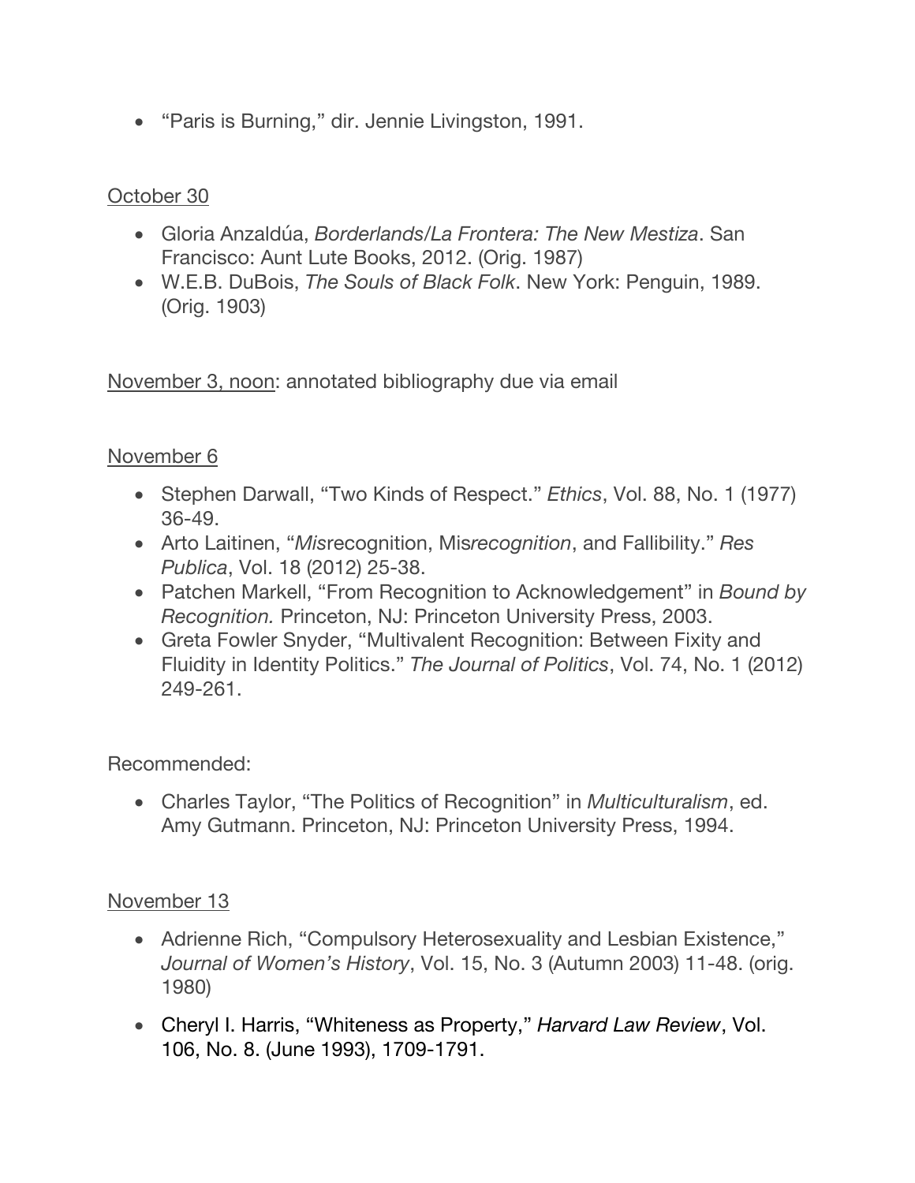- "Paris is Burning," dir. Jennie Livingston, 1991.

<u>October 30</u>

- Gloria Anzaldúa, *Borderlands/La Frontera: The New Mestiza*. San Francisco: Aunt Lute Books, 2012. (Orig. 1987)
- W.E.B. DuBois, *The Souls of Black Folk*. New York: Penguin, 1989. (Orig. 1903)

<u>November 3, noon</u>: annotated bibliography due via email

<u>November 6</u>

- Stephen Darwall, "Two Kinds of Respect." *Ethics*, Vol. 88, No. 1 (1977) 36-49.
- Arto Laitinen, "*Mis*recognition, Mis*recognition*, and Fallibility." *Res Publica*, Vol. 18 (2012) 25-38.
- Patchen Markell, "From Recognition to Acknowledgement" in *Bound by Recognition.* Princeton, NJ: Princeton University Press, 2003.
- Greta Fowler Snyder, "Multivalent Recognition: Between Fixity and Fluidity in Identity Politics." *The Journal of Politics*, Vol. 74, No. 1 (2012) 249-261.

Recommended:

- Charles Taylor, "The Politics of Recognition" in *Multiculturalism*, ed. Amy Gutmann. Princeton, NJ: Princeton University Press, 1994.

<u>November 13</u>

- Adrienne Rich, "Compulsory Heterosexuality and Lesbian Existence," *Journal of Women's History*, Vol. 15, No. 3 (Autumn 2003) 11-48. (orig. 1980)
- Cheryl I. Harris, "Whiteness as Property," *Harvard Law Review*, Vol. 106, No. 8. (June 1993), 1709-1791.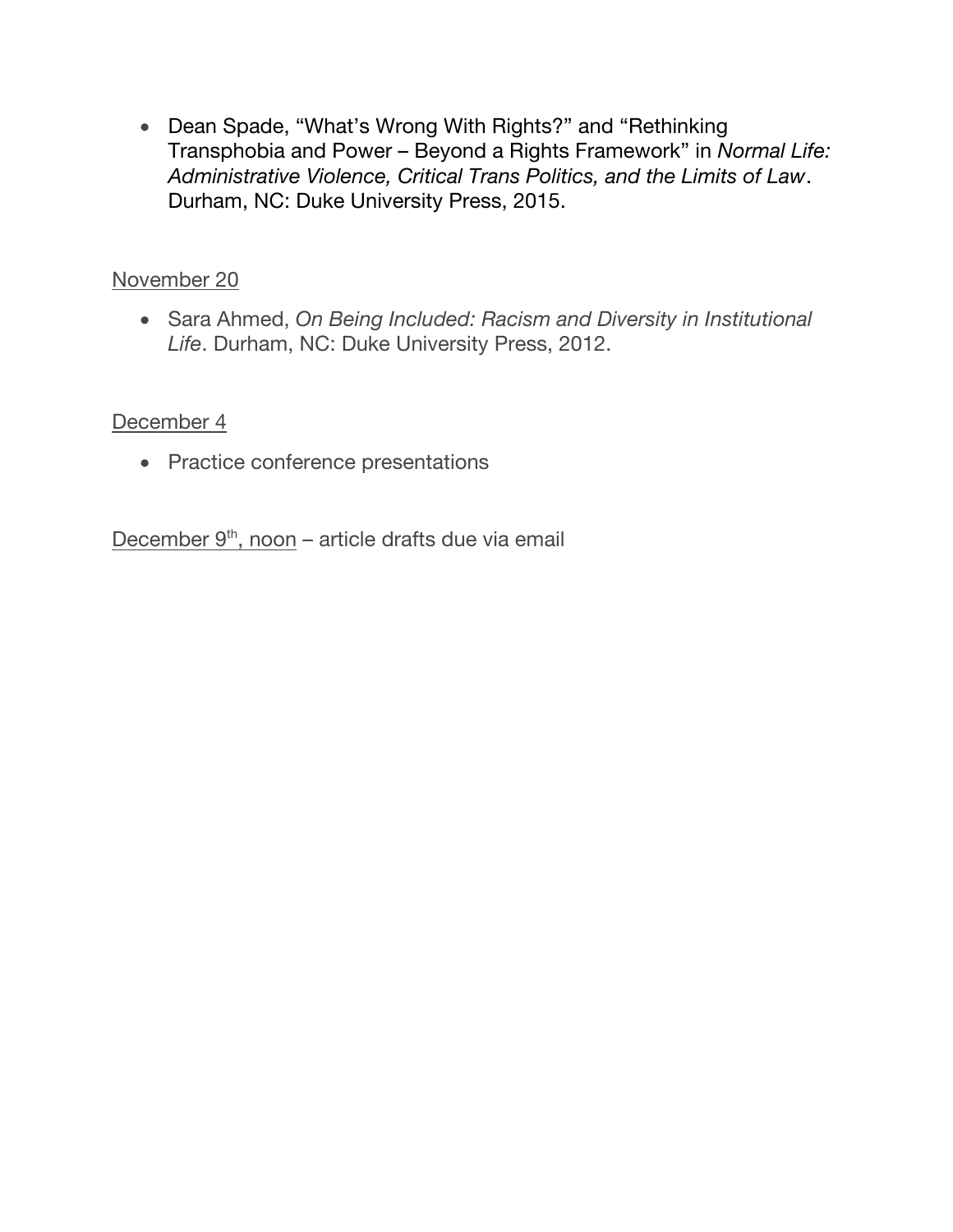- Dean Spade, "What's Wrong With Rights?" and "Rethinking Transphobia and Power – Beyond a Rights Framework" in *Normal Life: Administrative Violence, Critical Trans Politics, and the Limits of Law*. Durham, NC: Duke University Press, 2015.

November 20

- Sara Ahmed, *On Being Included: Racism and Diversity in Institutional Life*. Durham, NC: Duke University Press, 2012.

December 4

- Practice conference presentations

December 9th, noon – article drafts due via email